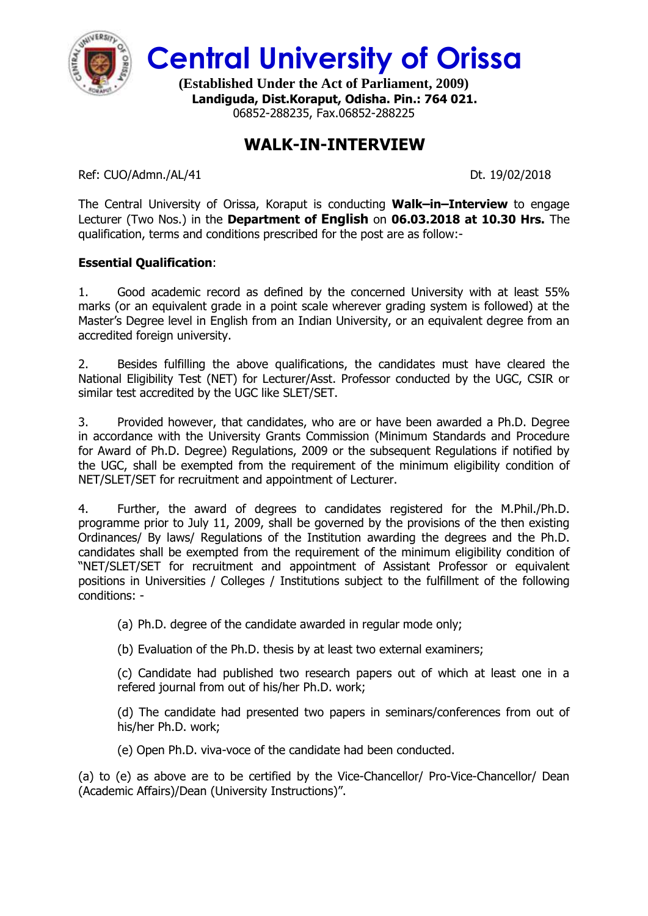# Central University of Orissa

**(Established Under the Act of Parliament, 2009)**
**Landiguda, Dist.Koraput, Odisha. Pin.: 764 021.**
06852-288235, Fax.06852-288225

## WALK-IN-INTERVIEW

Ref: CUO/Admn./AL/41 Dt. 19/02/2018

The Central University of Orissa, Koraput is conducting **Walk–in–Interview** to engage Lecturer (Two Nos.) in the **Department of English** on **06.03.2018 at 10.30 Hrs.** The qualification, terms and conditions prescribed for the post are as follow:-

**Essential Qualification**:

1. Good academic record as defined by the concerned University with at least 55% marks (or an equivalent grade in a point scale wherever grading system is followed) at the Master's Degree level in English from an Indian University, or an equivalent degree from an accredited foreign university.

2. Besides fulfilling the above qualifications, the candidates must have cleared the National Eligibility Test (NET) for Lecturer/Asst. Professor conducted by the UGC, CSIR or similar test accredited by the UGC like SLET/SET.

3. Provided however, that candidates, who are or have been awarded a Ph.D. Degree in accordance with the University Grants Commission (Minimum Standards and Procedure for Award of Ph.D. Degree) Regulations, 2009 or the subsequent Regulations if notified by the UGC, shall be exempted from the requirement of the minimum eligibility condition of NET/SLET/SET for recruitment and appointment of Lecturer.

4. Further, the award of degrees to candidates registered for the M.Phil./Ph.D. programme prior to July 11, 2009, shall be governed by the provisions of the then existing Ordinances/ By laws/ Regulations of the Institution awarding the degrees and the Ph.D. candidates shall be exempted from the requirement of the minimum eligibility condition of "NET/SLET/SET for recruitment and appointment of Assistant Professor or equivalent positions in Universities / Colleges / Institutions subject to the fulfillment of the following conditions: -

   (a) Ph.D. degree of the candidate awarded in regular mode only;

   (b) Evaluation of the Ph.D. thesis by at least two external examiners;

   (c) Candidate had published two research papers out of which at least one in a refered journal from out of his/her Ph.D. work;

   (d) The candidate had presented two papers in seminars/conferences from out of his/her Ph.D. work;

   (e) Open Ph.D. viva-voce of the candidate had been conducted.

(a) to (e) as above are to be certified by the Vice-Chancellor/ Pro-Vice-Chancellor/ Dean (Academic Affairs)/Dean (University Instructions)".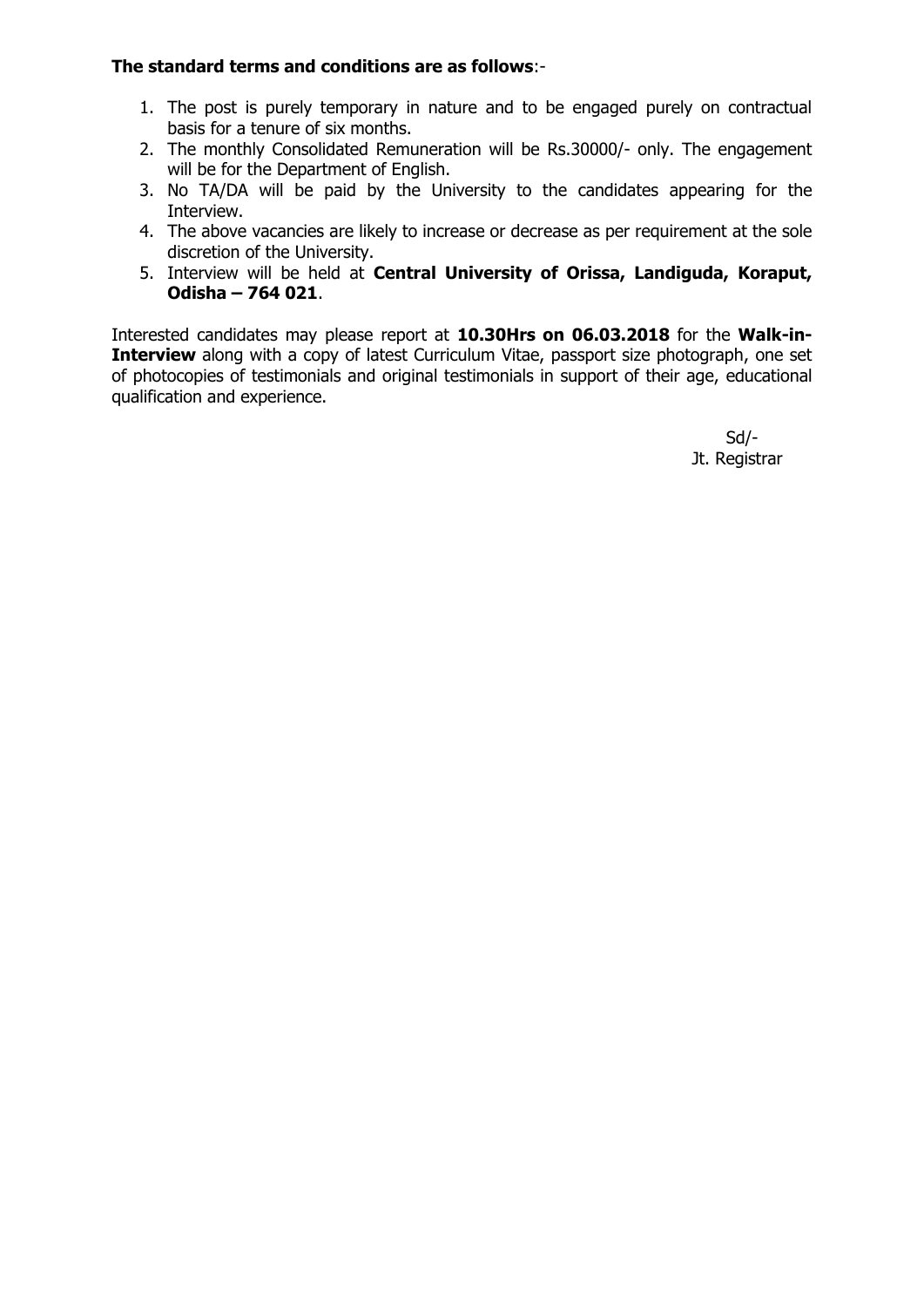**The standard terms and conditions are as follows**:-

1. The post is purely temporary in nature and to be engaged purely on contractual basis for a tenure of six months.
2. The monthly Consolidated Remuneration will be Rs.30000/- only. The engagement will be for the Department of English.
3. No TA/DA will be paid by the University to the candidates appearing for the Interview.
4. The above vacancies are likely to increase or decrease as per requirement at the sole discretion of the University.
5. Interview will be held at **Central University of Orissa, Landiguda, Koraput, Odisha – 764 021**.

Interested candidates may please report at **10.30Hrs on 06.03.2018** for the **Walk-in-Interview** along with a copy of latest Curriculum Vitae, passport size photograph, one set of photocopies of testimonials and original testimonials in support of their age, educational qualification and experience.

Sd/-
Jt. Registrar